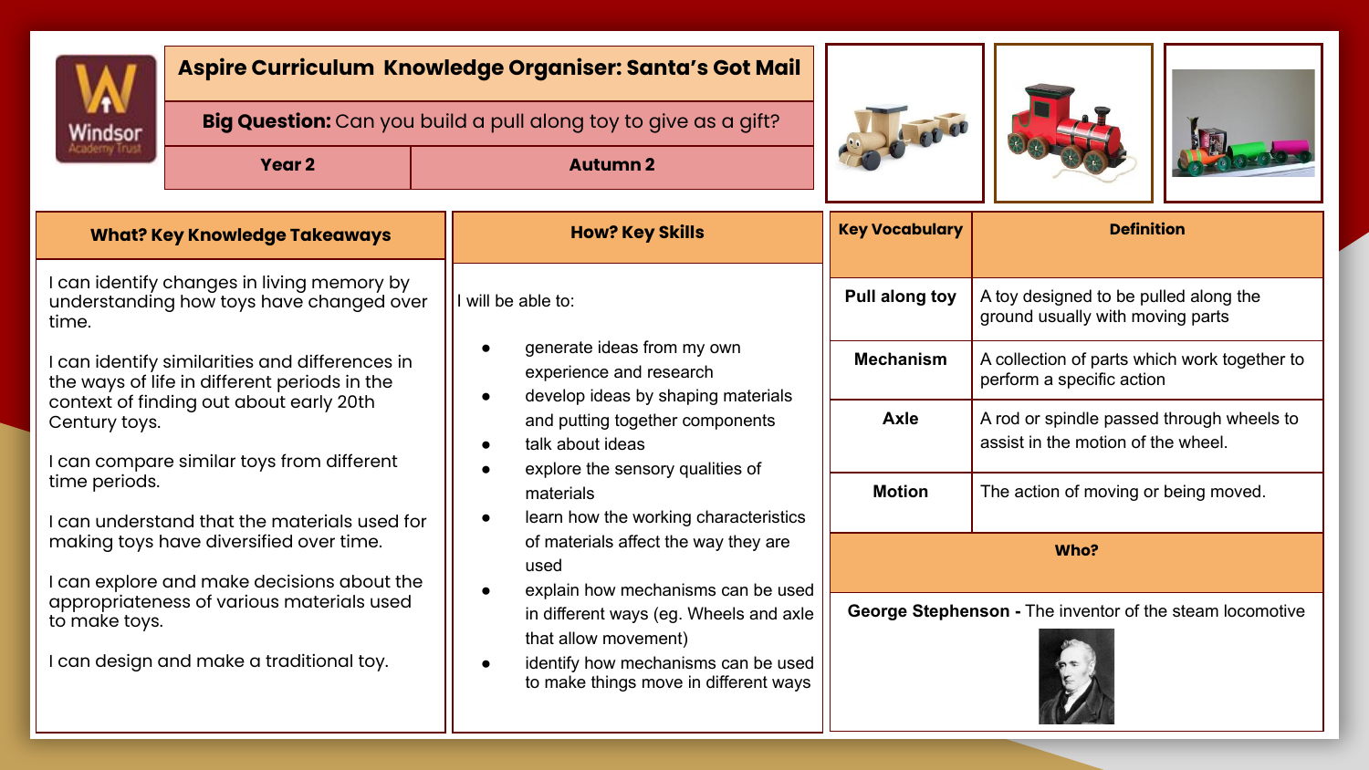# Aspire Curriculum Knowledge Organiser: Santa's Got Mail

**Big Question:** Can you build a pull along toy to give as a gift?

| Year 2 | Autumn 2 |
|---|---|

## What? Key Knowledge Takeaways

I can identify changes in living memory by understanding how toys have changed over time.

I can identify similarities and differences in the ways of life in different periods in the context of finding out about early 20th Century toys.

I can compare similar toys from different time periods.

I can understand that the materials used for making toys have diversified over time.

I can explore and make decisions about the appropriateness of various materials used to make toys.

I can design and make a traditional toy.

## How? Key Skills

I will be able to:

- generate ideas from my own experience and research
- develop ideas by shaping materials and putting together components
- talk about ideas
- explore the sensory qualities of materials
- learn how the working characteristics of materials affect the way they are used
- explain how mechanisms can be used in different ways (eg. Wheels and axle that allow movement)
- identify how mechanisms can be used to make things move in different ways

| Key Vocabulary | Definition |
|---|---|
| **Pull along toy** | A toy designed to be pulled along the ground usually with moving parts |
| **Mechanism** | A collection of parts which work together to perform a specific action |
| **Axle** | A rod or spindle passed through wheels to assist in the motion of the wheel. |
| **Motion** | The action of moving or being moved. |

## Who?

**George Stephenson -** The inventor of the steam locomotive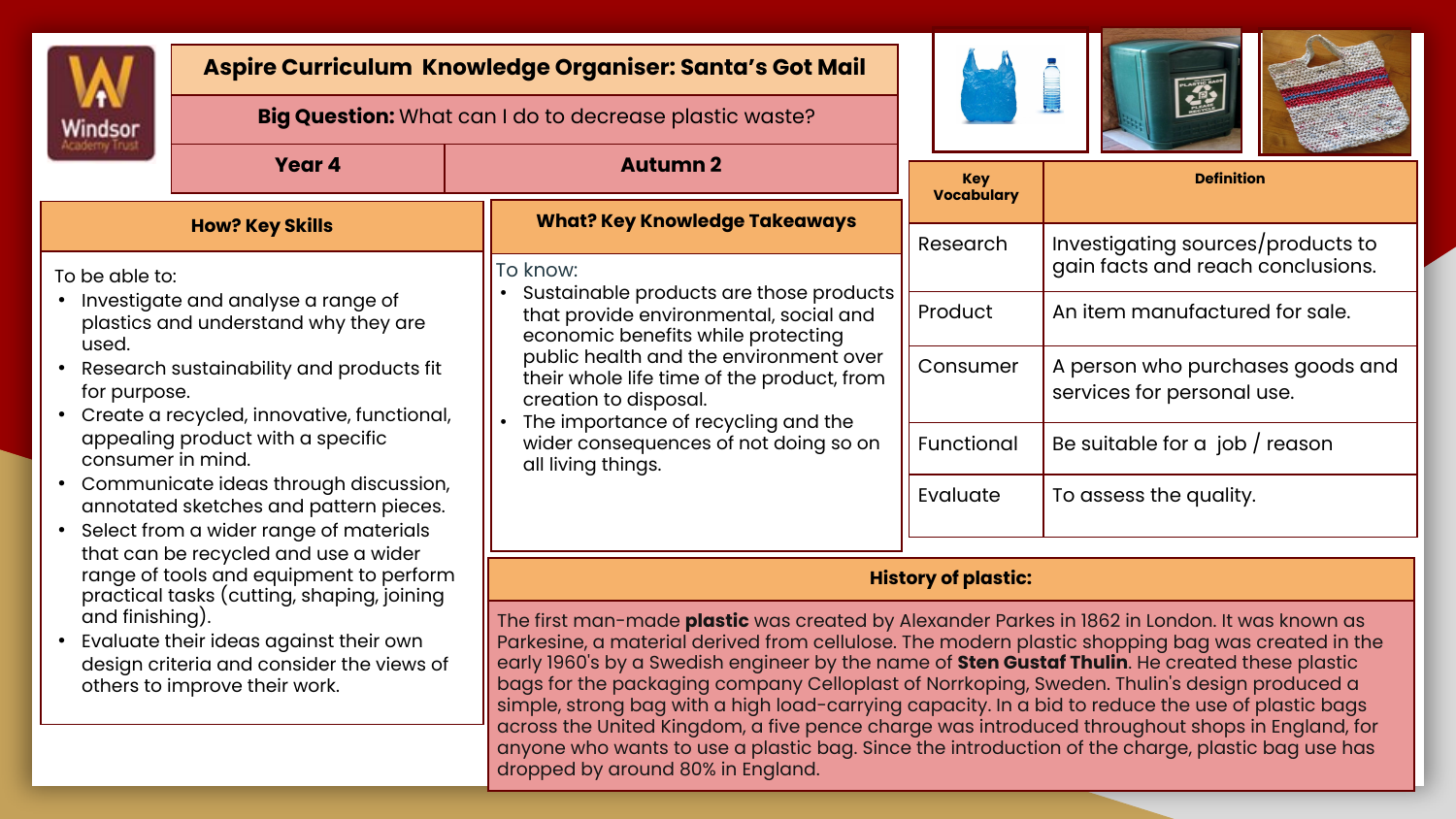# Aspire Curriculum Knowledge Organiser: Santa's Got Mail

**Big Question:** What can I do to decrease plastic waste?

| Year 4 | Autumn 2 |
|---|---|

## How? Key Skills

To be able to:

- Investigate and analyse a range of plastics and understand why they are used.
- Research sustainability and products fit for purpose.
- Create a recycled, innovative, functional, appealing product with a specific consumer in mind.
- Communicate ideas through discussion, annotated sketches and pattern pieces.
- Select from a wider range of materials that can be recycled and use a wider range of tools and equipment to perform practical tasks (cutting, shaping, joining and finishing).
- Evaluate their ideas against their own design criteria and consider the views of others to improve their work.

## What? Key Knowledge Takeaways

To know:

- Sustainable products are those products that provide environmental, social and economic benefits while protecting public health and the environment over their whole life time of the product, from creation to disposal.
- The importance of recycling and the wider consequences of not doing so on all living things.

| Key Vocabulary | Definition |
|---|---|
| Research | Investigating sources/products to gain facts and reach conclusions. |
| Product | An item manufactured for sale. |
| Consumer | A person who purchases goods and services for personal use. |
| Functional | Be suitable for a job / reason |
| Evaluate | To assess the quality. |

## History of plastic:

The first man-made **plastic** was created by Alexander Parkes in 1862 in London. It was known as Parkesine, a material derived from cellulose. The modern plastic shopping bag was created in the early 1960's by a Swedish engineer by the name of **Sten Gustaf Thulin**. He created these plastic bags for the packaging company Celloplast of Norrkoping, Sweden. Thulin's design produced a simple, strong bag with a high load-carrying capacity. In a bid to reduce the use of plastic bags across the United Kingdom, a five pence charge was introduced throughout shops in England, for anyone who wants to use a plastic bag. Since the introduction of the charge, plastic bag use has dropped by around 80% in England.